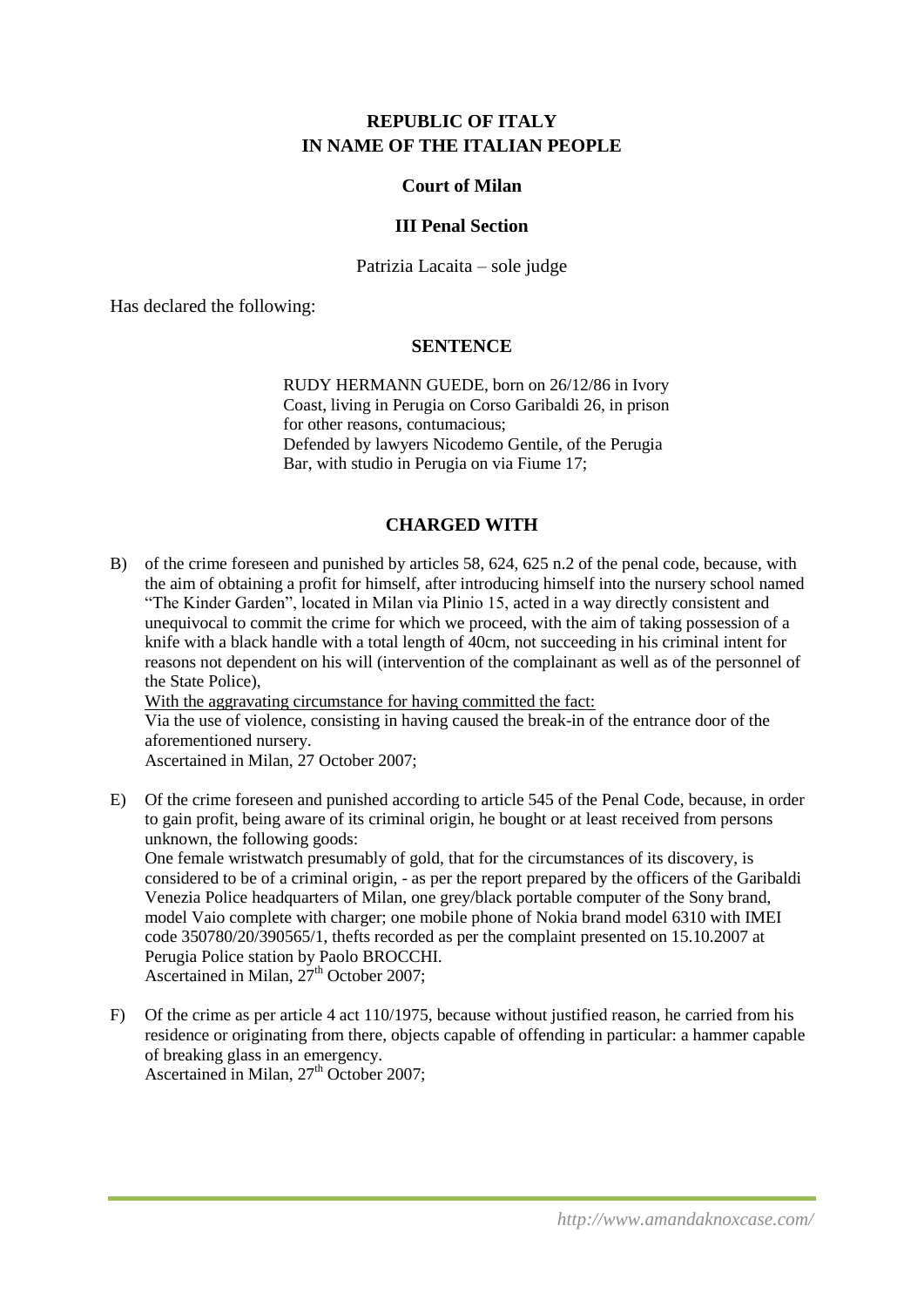**REPUBLIC OF ITALY**
**IN NAME OF THE ITALIAN PEOPLE**

**Court of Milan**

**III Penal Section**

Patrizia Lacaita – sole judge

Has declared the following:

## SENTENCE

RUDY HERMANN GUEDE, born on 26/12/86 in Ivory Coast, living in Perugia on Corso Garibaldi 26, in prison for other reasons, contumacious;
Defended by lawyers Nicodemo Gentile, of the Perugia Bar, with studio in Perugia on via Fiume 17;

## CHARGED WITH

B) of the crime foreseen and punished by articles 58, 624, 625 n.2 of the penal code, because, with the aim of obtaining a profit for himself, after introducing himself into the nursery school named "The Kinder Garden", located in Milan via Plinio 15, acted in a way directly consistent and unequivocal to commit the crime for which we proceed, with the aim of taking possession of a knife with a black handle with a total length of 40cm, not succeeding in his criminal intent for reasons not dependent on his will (intervention of the complainant as well as of the personnel of the State Police),
With the aggravating circumstance for having committed the fact:
Via the use of violence, consisting in having caused the break-in of the entrance door of the aforementioned nursery.
Ascertained in Milan, 27 October 2007;

E) Of the crime foreseen and punished according to article 545 of the Penal Code, because, in order to gain profit, being aware of its criminal origin, he bought or at least received from persons unknown, the following goods:
One female wristwatch presumably of gold, that for the circumstances of its discovery, is considered to be of a criminal origin, - as per the report prepared by the officers of the Garibaldi Venezia Police headquarters of Milan, one grey/black portable computer of the Sony brand, model Vaio complete with charger; one mobile phone of Nokia brand model 6310 with IMEI code 350780/20/390565/1, thefts recorded as per the complaint presented on 15.10.2007 at Perugia Police station by Paolo BROCCHI.
Ascertained in Milan, 27th October 2007;

F) Of the crime as per article 4 act 110/1975, because without justified reason, he carried from his residence or originating from there, objects capable of offending in particular: a hammer capable of breaking glass in an emergency.
Ascertained in Milan, 27th October 2007;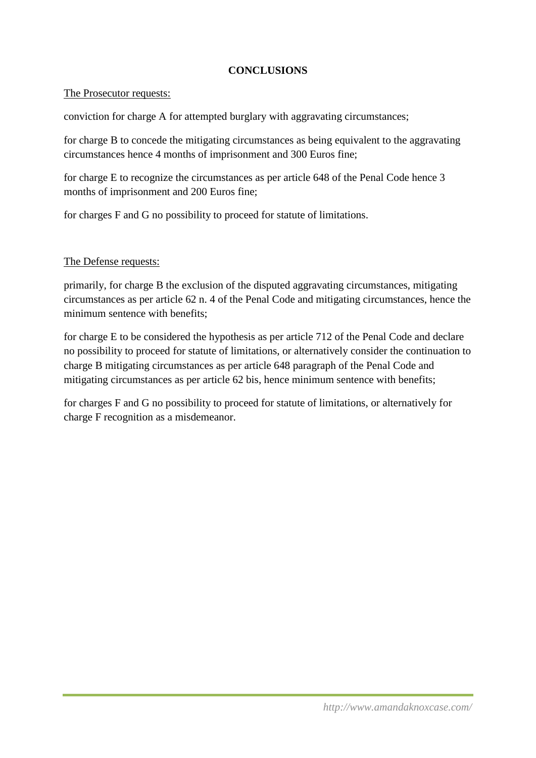**CONCLUSIONS**

The Prosecutor requests:

conviction for charge A for attempted burglary with aggravating circumstances;

for charge B to concede the mitigating circumstances as being equivalent to the aggravating circumstances hence 4 months of imprisonment and 300 Euros fine;

for charge E to recognize the circumstances as per article 648 of the Penal Code hence 3 months of imprisonment and 200 Euros fine;

for charges F and G no possibility to proceed for statute of limitations.

The Defense requests:

primarily, for charge B the exclusion of the disputed aggravating circumstances, mitigating circumstances as per article 62 n. 4 of the Penal Code and mitigating circumstances, hence the minimum sentence with benefits;

for charge E to be considered the hypothesis as per article 712 of the Penal Code and declare no possibility to proceed for statute of limitations, or alternatively consider the continuation to charge B mitigating circumstances as per article 648 paragraph of the Penal Code and mitigating circumstances as per article 62 bis, hence minimum sentence with benefits;

for charges F and G no possibility to proceed for statute of limitations, or alternatively for charge F recognition as a misdemeanor.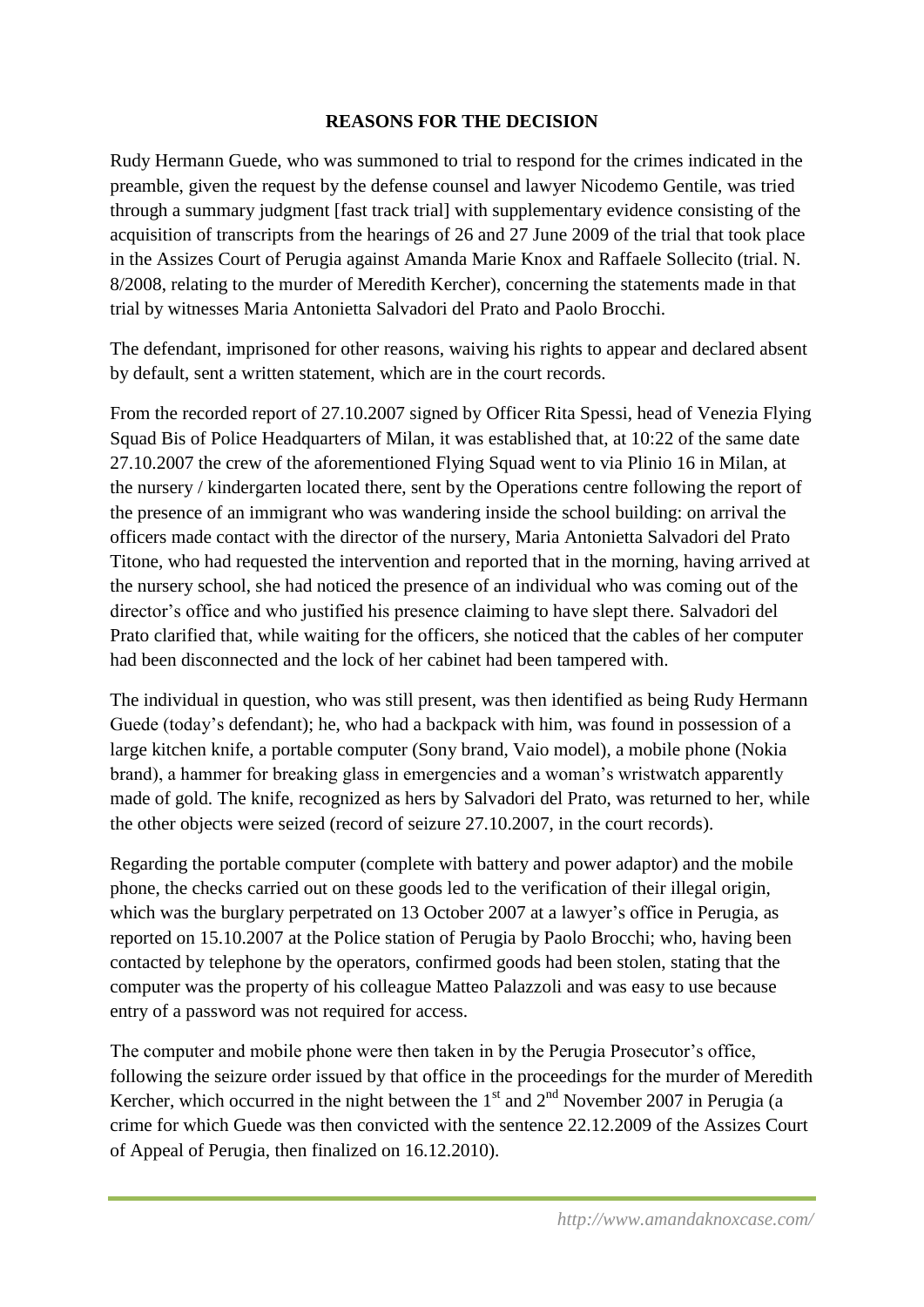**REASONS FOR THE DECISION**

Rudy Hermann Guede, who was summoned to trial to respond for the crimes indicated in the preamble, given the request by the defense counsel and lawyer Nicodemo Gentile, was tried through a summary judgment [fast track trial] with supplementary evidence consisting of the acquisition of transcripts from the hearings of 26 and 27 June 2009 of the trial that took place in the Assizes Court of Perugia against Amanda Marie Knox and Raffaele Sollecito (trial. N. 8/2008, relating to the murder of Meredith Kercher), concerning the statements made in that trial by witnesses Maria Antonietta Salvadori del Prato and Paolo Brocchi.

The defendant, imprisoned for other reasons, waiving his rights to appear and declared absent by default, sent a written statement, which are in the court records.

From the recorded report of 27.10.2007 signed by Officer Rita Spessi, head of Venezia Flying Squad Bis of Police Headquarters of Milan, it was established that, at 10:22 of the same date 27.10.2007 the crew of the aforementioned Flying Squad went to via Plinio 16 in Milan, at the nursery / kindergarten located there, sent by the Operations centre following the report of the presence of an immigrant who was wandering inside the school building: on arrival the officers made contact with the director of the nursery, Maria Antonietta Salvadori del Prato Titone, who had requested the intervention and reported that in the morning, having arrived at the nursery school, she had noticed the presence of an individual who was coming out of the director's office and who justified his presence claiming to have slept there. Salvadori del Prato clarified that, while waiting for the officers, she noticed that the cables of her computer had been disconnected and the lock of her cabinet had been tampered with.

The individual in question, who was still present, was then identified as being Rudy Hermann Guede (today's defendant); he, who had a backpack with him, was found in possession of a large kitchen knife, a portable computer (Sony brand, Vaio model), a mobile phone (Nokia brand), a hammer for breaking glass in emergencies and a woman's wristwatch apparently made of gold. The knife, recognized as hers by Salvadori del Prato, was returned to her, while the other objects were seized (record of seizure 27.10.2007, in the court records).

Regarding the portable computer (complete with battery and power adaptor) and the mobile phone, the checks carried out on these goods led to the verification of their illegal origin, which was the burglary perpetrated on 13 October 2007 at a lawyer's office in Perugia, as reported on 15.10.2007 at the Police station of Perugia by Paolo Brocchi; who, having been contacted by telephone by the operators, confirmed goods had been stolen, stating that the computer was the property of his colleague Matteo Palazzoli and was easy to use because entry of a password was not required for access.

The computer and mobile phone were then taken in by the Perugia Prosecutor's office, following the seizure order issued by that office in the proceedings for the murder of Meredith Kercher, which occurred in the night between the 1st and 2nd November 2007 in Perugia (a crime for which Guede was then convicted with the sentence 22.12.2009 of the Assizes Court of Appeal of Perugia, then finalized on 16.12.2010).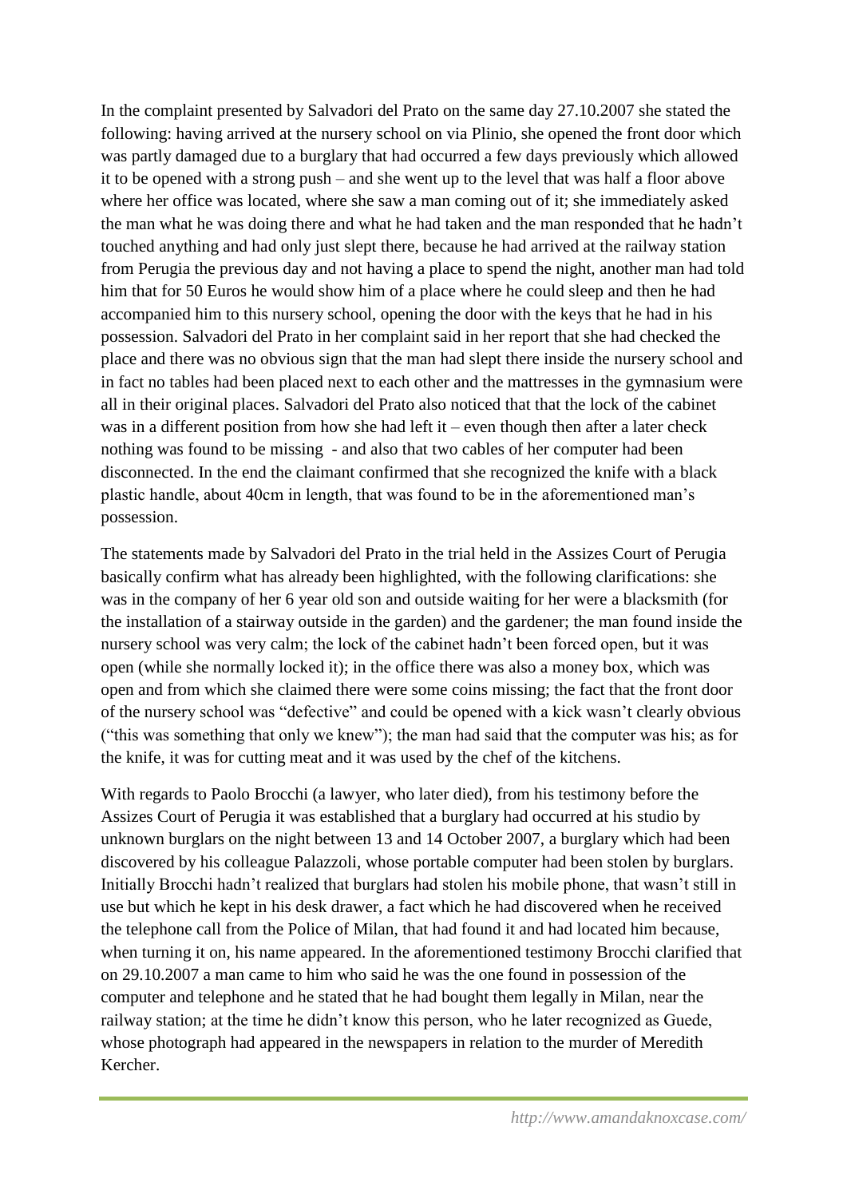In the complaint presented by Salvadori del Prato on the same day 27.10.2007 she stated the following: having arrived at the nursery school on via Plinio, she opened the front door which was partly damaged due to a burglary that had occurred a few days previously which allowed it to be opened with a strong push – and she went up to the level that was half a floor above where her office was located, where she saw a man coming out of it; she immediately asked the man what he was doing there and what he had taken and the man responded that he hadn't touched anything and had only just slept there, because he had arrived at the railway station from Perugia the previous day and not having a place to spend the night, another man had told him that for 50 Euros he would show him of a place where he could sleep and then he had accompanied him to this nursery school, opening the door with the keys that he had in his possession. Salvadori del Prato in her complaint said in her report that she had checked the place and there was no obvious sign that the man had slept there inside the nursery school and in fact no tables had been placed next to each other and the mattresses in the gymnasium were all in their original places. Salvadori del Prato also noticed that that the lock of the cabinet was in a different position from how she had left it – even though then after a later check nothing was found to be missing - and also that two cables of her computer had been disconnected. In the end the claimant confirmed that she recognized the knife with a black plastic handle, about 40cm in length, that was found to be in the aforementioned man's possession.

The statements made by Salvadori del Prato in the trial held in the Assizes Court of Perugia basically confirm what has already been highlighted, with the following clarifications: she was in the company of her 6 year old son and outside waiting for her were a blacksmith (for the installation of a stairway outside in the garden) and the gardener; the man found inside the nursery school was very calm; the lock of the cabinet hadn't been forced open, but it was open (while she normally locked it); in the office there was also a money box, which was open and from which she claimed there were some coins missing; the fact that the front door of the nursery school was "defective" and could be opened with a kick wasn't clearly obvious ("this was something that only we knew"); the man had said that the computer was his; as for the knife, it was for cutting meat and it was used by the chef of the kitchens.

With regards to Paolo Brocchi (a lawyer, who later died), from his testimony before the Assizes Court of Perugia it was established that a burglary had occurred at his studio by unknown burglars on the night between 13 and 14 October 2007, a burglary which had been discovered by his colleague Palazzoli, whose portable computer had been stolen by burglars. Initially Brocchi hadn't realized that burglars had stolen his mobile phone, that wasn't still in use but which he kept in his desk drawer, a fact which he had discovered when he received the telephone call from the Police of Milan, that had found it and had located him because, when turning it on, his name appeared. In the aforementioned testimony Brocchi clarified that on 29.10.2007 a man came to him who said he was the one found in possession of the computer and telephone and he stated that he had bought them legally in Milan, near the railway station; at the time he didn't know this person, who he later recognized as Guede, whose photograph had appeared in the newspapers in relation to the murder of Meredith Kercher.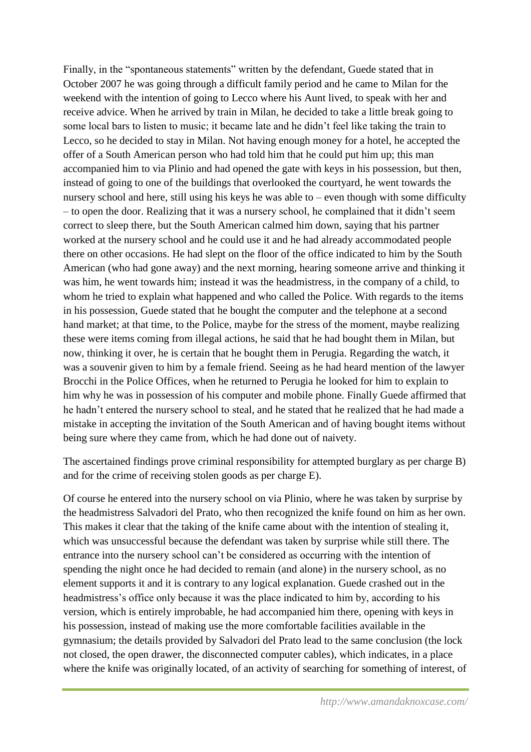Finally, in the "spontaneous statements" written by the defendant, Guede stated that in October 2007 he was going through a difficult family period and he came to Milan for the weekend with the intention of going to Lecco where his Aunt lived, to speak with her and receive advice. When he arrived by train in Milan, he decided to take a little break going to some local bars to listen to music; it became late and he didn't feel like taking the train to Lecco, so he decided to stay in Milan. Not having enough money for a hotel, he accepted the offer of a South American person who had told him that he could put him up; this man accompanied him to via Plinio and had opened the gate with keys in his possession, but then, instead of going to one of the buildings that overlooked the courtyard, he went towards the nursery school and here, still using his keys he was able to – even though with some difficulty – to open the door. Realizing that it was a nursery school, he complained that it didn't seem correct to sleep there, but the South American calmed him down, saying that his partner worked at the nursery school and he could use it and he had already accommodated people there on other occasions. He had slept on the floor of the office indicated to him by the South American (who had gone away) and the next morning, hearing someone arrive and thinking it was him, he went towards him; instead it was the headmistress, in the company of a child, to whom he tried to explain what happened and who called the Police. With regards to the items in his possession, Guede stated that he bought the computer and the telephone at a second hand market; at that time, to the Police, maybe for the stress of the moment, maybe realizing these were items coming from illegal actions, he said that he had bought them in Milan, but now, thinking it over, he is certain that he bought them in Perugia. Regarding the watch, it was a souvenir given to him by a female friend. Seeing as he had heard mention of the lawyer Brocchi in the Police Offices, when he returned to Perugia he looked for him to explain to him why he was in possession of his computer and mobile phone. Finally Guede affirmed that he hadn't entered the nursery school to steal, and he stated that he realized that he had made a mistake in accepting the invitation of the South American and of having bought items without being sure where they came from, which he had done out of naivety.

The ascertained findings prove criminal responsibility for attempted burglary as per charge B) and for the crime of receiving stolen goods as per charge E).

Of course he entered into the nursery school on via Plinio, where he was taken by surprise by the headmistress Salvadori del Prato, who then recognized the knife found on him as her own. This makes it clear that the taking of the knife came about with the intention of stealing it, which was unsuccessful because the defendant was taken by surprise while still there. The entrance into the nursery school can't be considered as occurring with the intention of spending the night once he had decided to remain (and alone) in the nursery school, as no element supports it and it is contrary to any logical explanation. Guede crashed out in the headmistress's office only because it was the place indicated to him by, according to his version, which is entirely improbable, he had accompanied him there, opening with keys in his possession, instead of making use the more comfortable facilities available in the gymnasium; the details provided by Salvadori del Prato lead to the same conclusion (the lock not closed, the open drawer, the disconnected computer cables), which indicates, in a place where the knife was originally located, of an activity of searching for something of interest, of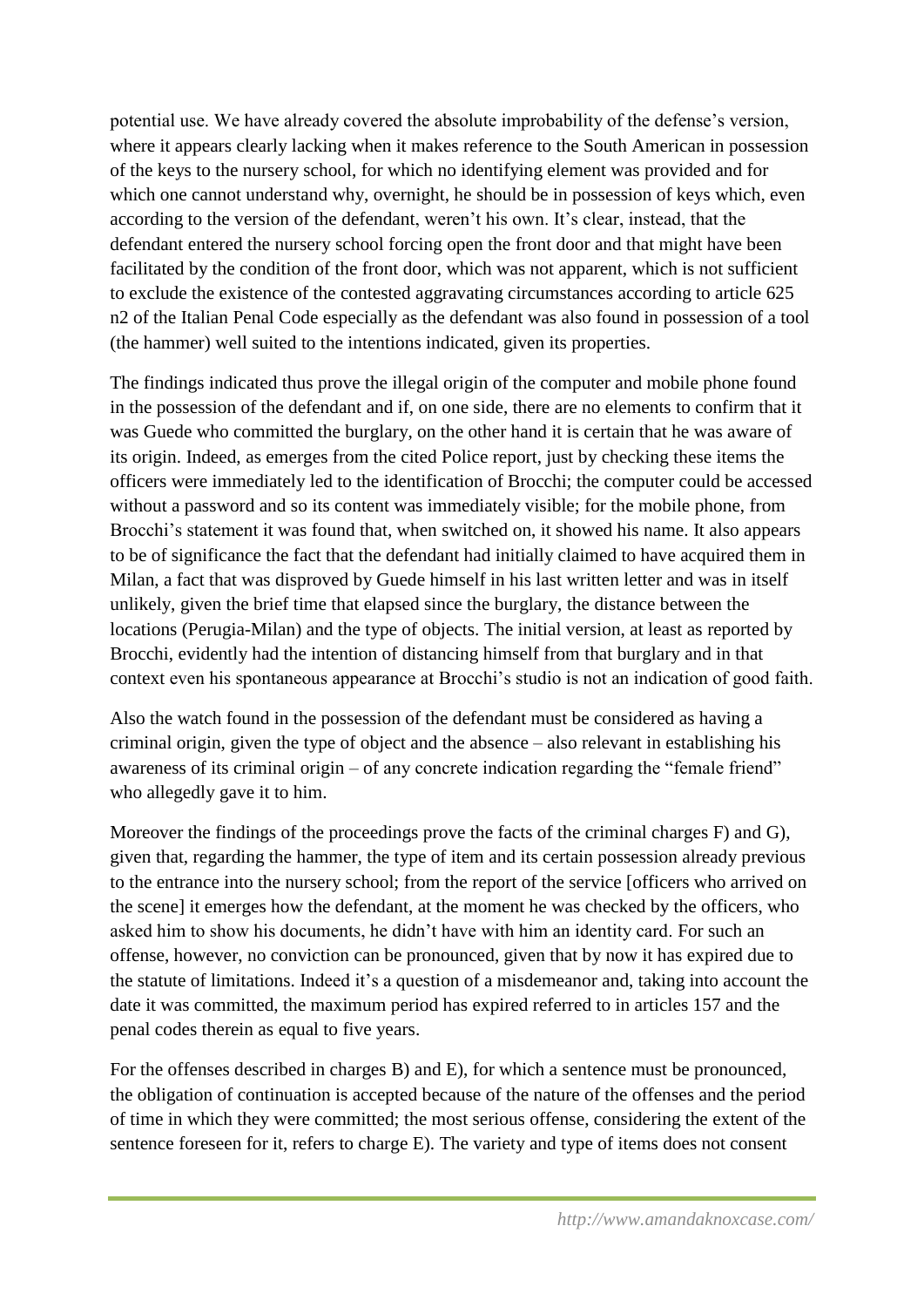potential use. We have already covered the absolute improbability of the defense's version, where it appears clearly lacking when it makes reference to the South American in possession of the keys to the nursery school, for which no identifying element was provided and for which one cannot understand why, overnight, he should be in possession of keys which, even according to the version of the defendant, weren't his own. It's clear, instead, that the defendant entered the nursery school forcing open the front door and that might have been facilitated by the condition of the front door, which was not apparent, which is not sufficient to exclude the existence of the contested aggravating circumstances according to article 625 n2 of the Italian Penal Code especially as the defendant was also found in possession of a tool (the hammer) well suited to the intentions indicated, given its properties.

The findings indicated thus prove the illegal origin of the computer and mobile phone found in the possession of the defendant and if, on one side, there are no elements to confirm that it was Guede who committed the burglary, on the other hand it is certain that he was aware of its origin. Indeed, as emerges from the cited Police report, just by checking these items the officers were immediately led to the identification of Brocchi; the computer could be accessed without a password and so its content was immediately visible; for the mobile phone, from Brocchi's statement it was found that, when switched on, it showed his name. It also appears to be of significance the fact that the defendant had initially claimed to have acquired them in Milan, a fact that was disproved by Guede himself in his last written letter and was in itself unlikely, given the brief time that elapsed since the burglary, the distance between the locations (Perugia-Milan) and the type of objects. The initial version, at least as reported by Brocchi, evidently had the intention of distancing himself from that burglary and in that context even his spontaneous appearance at Brocchi's studio is not an indication of good faith.

Also the watch found in the possession of the defendant must be considered as having a criminal origin, given the type of object and the absence – also relevant in establishing his awareness of its criminal origin – of any concrete indication regarding the "female friend" who allegedly gave it to him.

Moreover the findings of the proceedings prove the facts of the criminal charges F) and G), given that, regarding the hammer, the type of item and its certain possession already previous to the entrance into the nursery school; from the report of the service [officers who arrived on the scene] it emerges how the defendant, at the moment he was checked by the officers, who asked him to show his documents, he didn't have with him an identity card. For such an offense, however, no conviction can be pronounced, given that by now it has expired due to the statute of limitations. Indeed it's a question of a misdemeanor and, taking into account the date it was committed, the maximum period has expired referred to in articles 157 and the penal codes therein as equal to five years.

For the offenses described in charges B) and E), for which a sentence must be pronounced, the obligation of continuation is accepted because of the nature of the offenses and the period of time in which they were committed; the most serious offense, considering the extent of the sentence foreseen for it, refers to charge E). The variety and type of items does not consent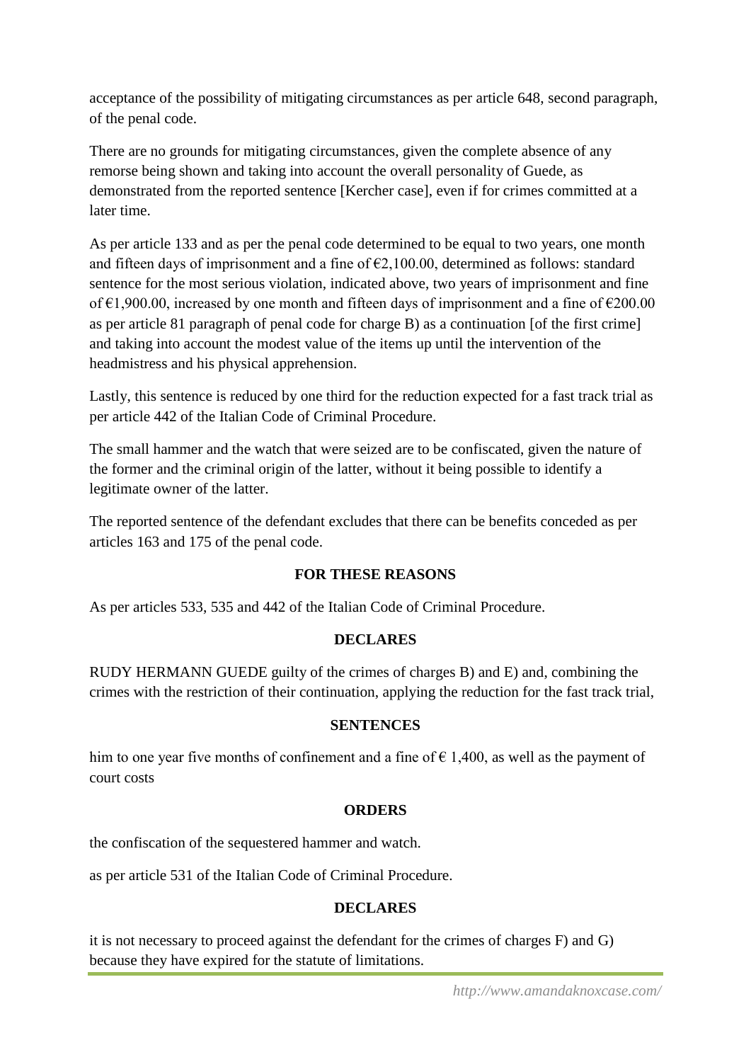acceptance of the possibility of mitigating circumstances as per article 648, second paragraph, of the penal code.

There are no grounds for mitigating circumstances, given the complete absence of any remorse being shown and taking into account the overall personality of Guede, as demonstrated from the reported sentence [Kercher case], even if for crimes committed at a later time.

As per article 133 and as per the penal code determined to be equal to two years, one month and fifteen days of imprisonment and a fine of €2,100.00, determined as follows: standard sentence for the most serious violation, indicated above, two years of imprisonment and fine of €1,900.00, increased by one month and fifteen days of imprisonment and a fine of €200.00 as per article 81 paragraph of penal code for charge B) as a continuation [of the first crime] and taking into account the modest value of the items up until the intervention of the headmistress and his physical apprehension.

Lastly, this sentence is reduced by one third for the reduction expected for a fast track trial as per article 442 of the Italian Code of Criminal Procedure.

The small hammer and the watch that were seized are to be confiscated, given the nature of the former and the criminal origin of the latter, without it being possible to identify a legitimate owner of the latter.

The reported sentence of the defendant excludes that there can be benefits conceded as per articles 163 and 175 of the penal code.

**FOR THESE REASONS**

As per articles 533, 535 and 442 of the Italian Code of Criminal Procedure.

**DECLARES**

RUDY HERMANN GUEDE guilty of the crimes of charges B) and E) and, combining the crimes with the restriction of their continuation, applying the reduction for the fast track trial,

**SENTENCES**

him to one year five months of confinement and a fine of € 1,400, as well as the payment of court costs

**ORDERS**

the confiscation of the sequestered hammer and watch.

as per article 531 of the Italian Code of Criminal Procedure.

**DECLARES**

it is not necessary to proceed against the defendant for the crimes of charges F) and G) because they have expired for the statute of limitations.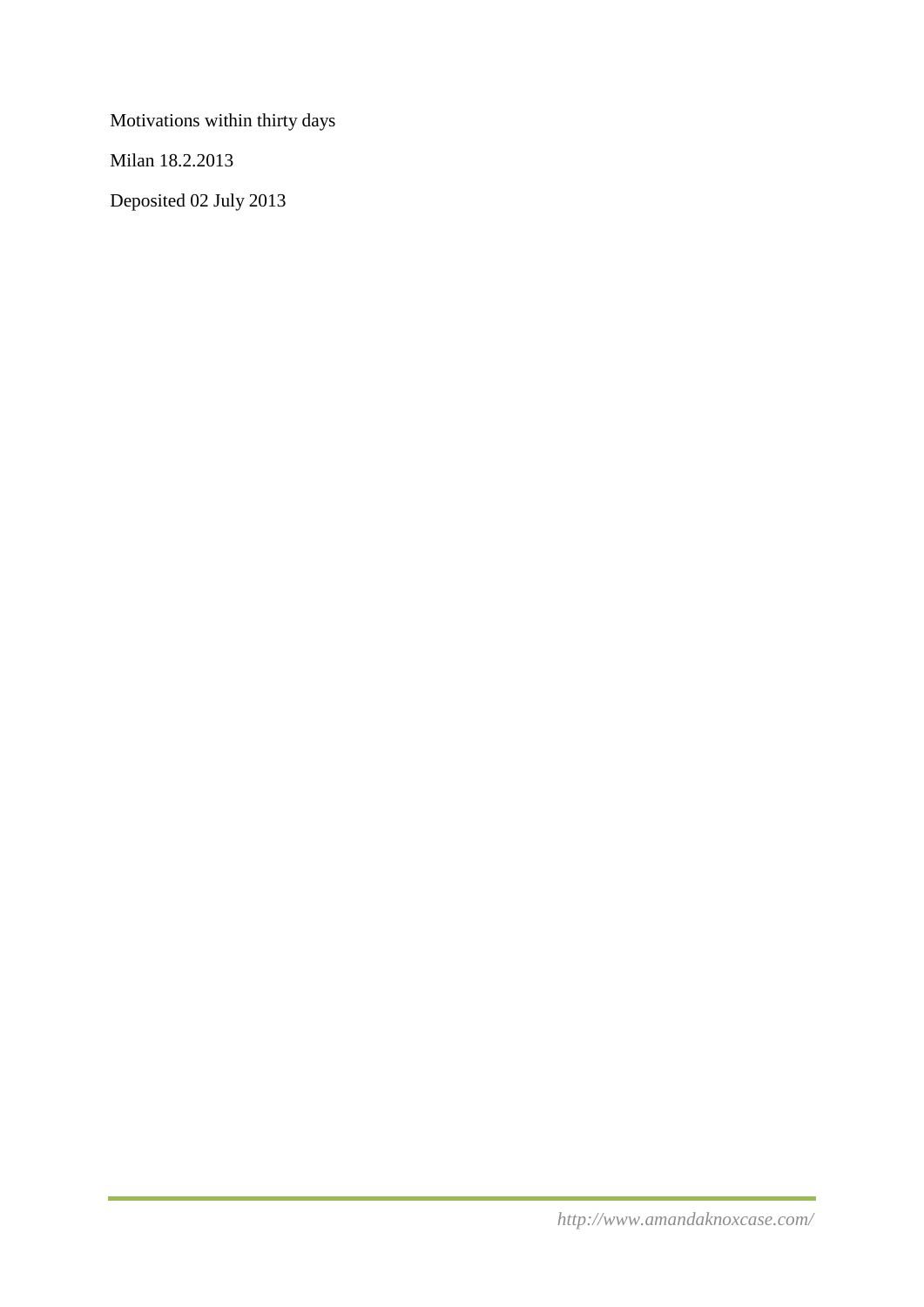Motivations within thirty days

Milan 18.2.2013

Deposited 02 July 2013